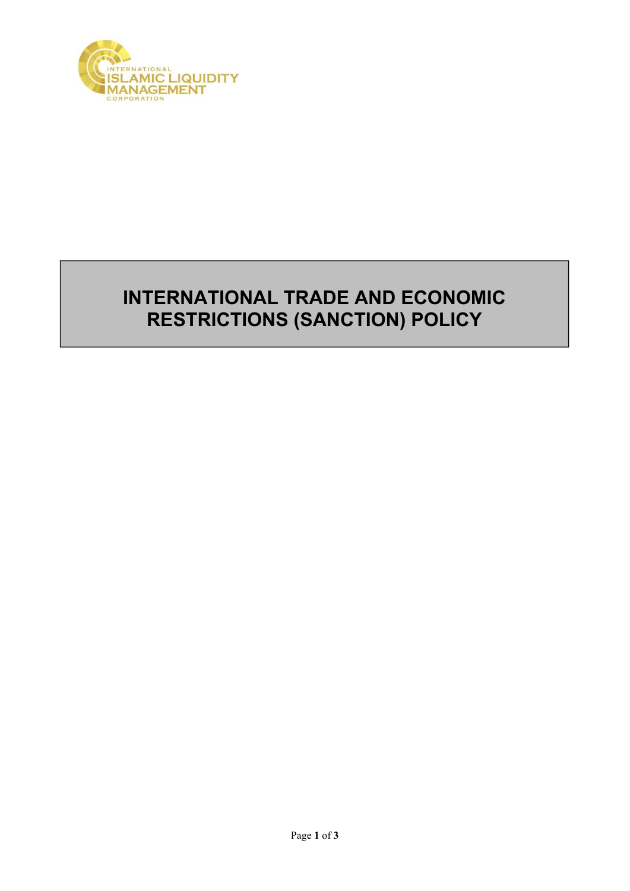INTERNATIONAL ISLAMIC LIQUIDITY MANAGEMENT CORPORATION

# INTERNATIONAL TRADE AND ECONOMIC RESTRICTIONS (SANCTION) POLICY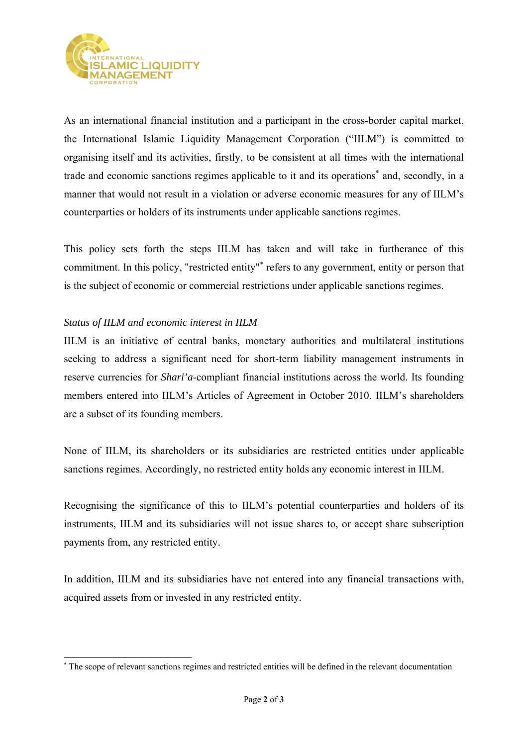As an international financial institution and a participant in the cross-border capital market, the International Islamic Liquidity Management Corporation ("IILM") is committed to organising itself and its activities, firstly, to be consistent at all times with the international trade and economic sanctions regimes applicable to it and its operations* and, secondly, in a manner that would not result in a violation or adverse economic measures for any of IILM's counterparties or holders of its instruments under applicable sanctions regimes.

This policy sets forth the steps IILM has taken and will take in furtherance of this commitment. In this policy, "restricted entity"* refers to any government, entity or person that is the subject of economic or commercial restrictions under applicable sanctions regimes.

*Status of IILM and economic interest in IILM*

IILM is an initiative of central banks, monetary authorities and multilateral institutions seeking to address a significant need for short-term liability management instruments in reserve currencies for *Shari'a*-compliant financial institutions across the world. Its founding members entered into IILM's Articles of Agreement in October 2010. IILM's shareholders are a subset of its founding members.

None of IILM, its shareholders or its subsidiaries are restricted entities under applicable sanctions regimes. Accordingly, no restricted entity holds any economic interest in IILM.

Recognising the significance of this to IILM's potential counterparties and holders of its instruments, IILM and its subsidiaries will not issue shares to, or accept share subscription payments from, any restricted entity.

In addition, IILM and its subsidiaries have not entered into any financial transactions with, acquired assets from or invested in any restricted entity.

---

* The scope of relevant sanctions regimes and restricted entities will be defined in the relevant documentation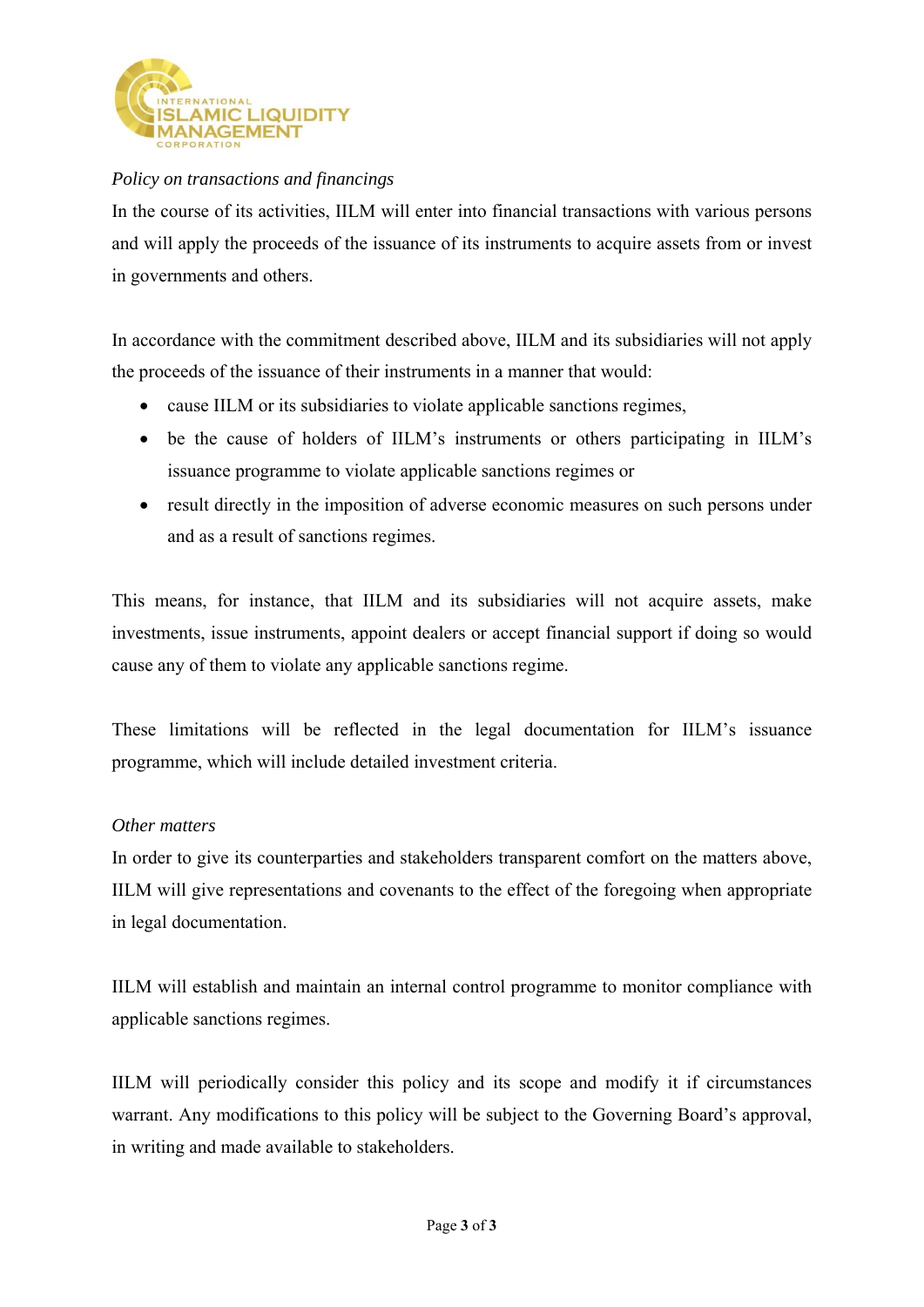*Policy on transactions and financings*

In the course of its activities, IILM will enter into financial transactions with various persons and will apply the proceeds of the issuance of its instruments to acquire assets from or invest in governments and others.

In accordance with the commitment described above, IILM and its subsidiaries will not apply the proceeds of the issuance of their instruments in a manner that would:

- cause IILM or its subsidiaries to violate applicable sanctions regimes,
- be the cause of holders of IILM's instruments or others participating in IILM's issuance programme to violate applicable sanctions regimes or
- result directly in the imposition of adverse economic measures on such persons under and as a result of sanctions regimes.

This means, for instance, that IILM and its subsidiaries will not acquire assets, make investments, issue instruments, appoint dealers or accept financial support if doing so would cause any of them to violate any applicable sanctions regime.

These limitations will be reflected in the legal documentation for IILM's issuance programme, which will include detailed investment criteria.

*Other matters*

In order to give its counterparties and stakeholders transparent comfort on the matters above, IILM will give representations and covenants to the effect of the foregoing when appropriate in legal documentation.

IILM will establish and maintain an internal control programme to monitor compliance with applicable sanctions regimes.

IILM will periodically consider this policy and its scope and modify it if circumstances warrant. Any modifications to this policy will be subject to the Governing Board's approval, in writing and made available to stakeholders.